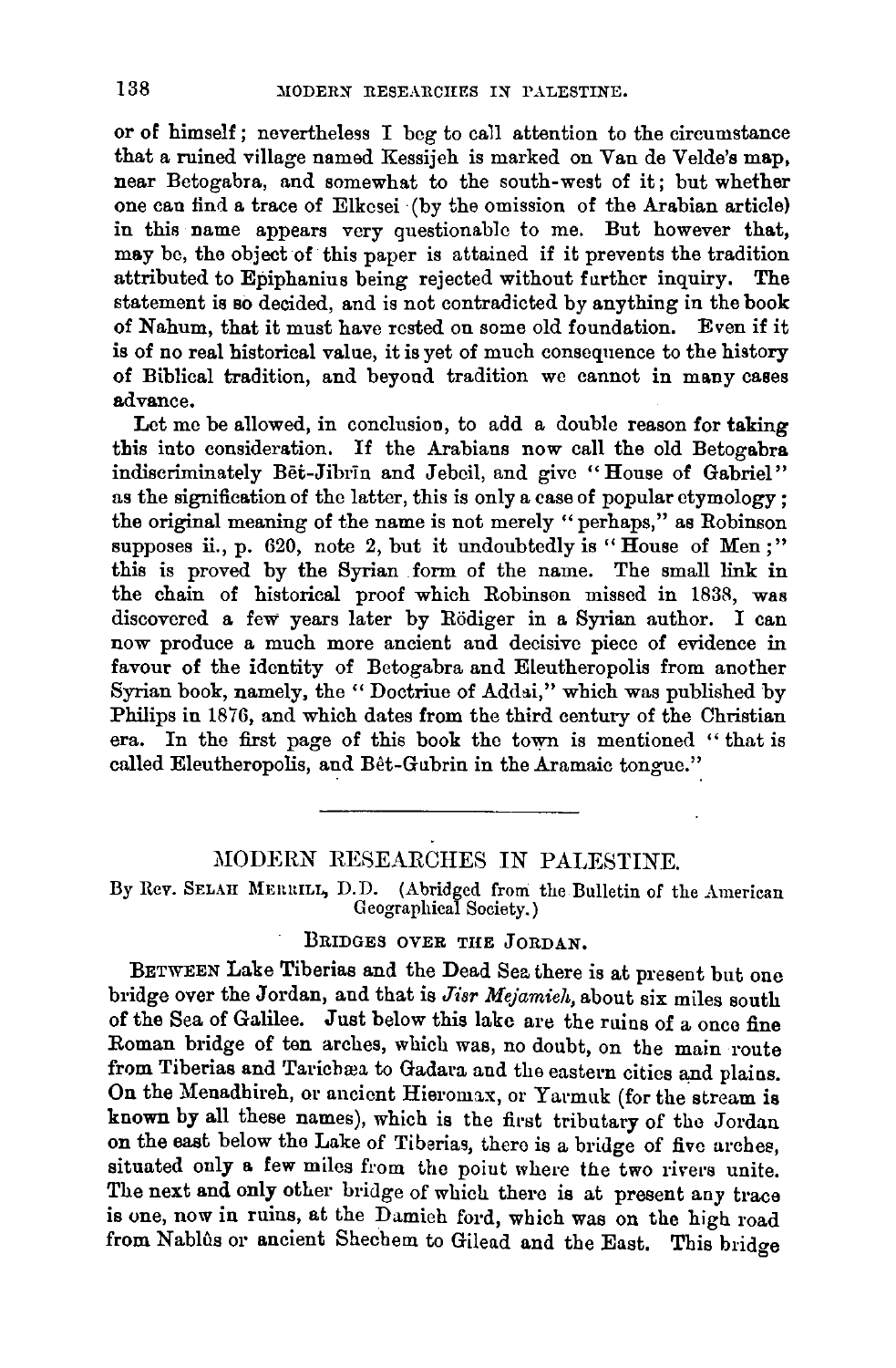or of himself; nevertheless I beg to call attention to the circumstance that a ruined village named Kessijeh is marked on Van de Velde's map, near Betogabra, and somewhat to the south-west of it; but whether one can find a trace of Elkesei (by the omission of the Arabian article) in this name appears very questionable to me. But however that, may be, the object of this paper is attained if it prevents the tradition attributed to Epiphanius being rejected without further inquiry. The statement is so decided, and is not contradicted by anything in the book of Nahum, that it must have rested on some old foundation. Even if it is of no real historical value, it is yet of much consequence to the history of Biblical tradition, and beyond tradition we cannot in many cases advance.

Let me be allowed, in conclusion, to add a double reason for taking this into consideration. If the Arabians now call the old Betogabra indiscriminately Bêt-Jibrîn and Jebeil, and give "House of Gabriel" as the signification of the latter, this is only a case of popular etymology; the original meaning of the name is not merely "perhaps," as Robinson supposes ii., p. 620, note 2, but it undoubtedly is "House of Men;" this is proved by the Syrian form of the name. The small link in the chain of historical proof which Robinson missed in 1838, was discovered a few years later by Rödiger in a Syrian author. I can now produce a much more ancient and decisive piece of evidence in favour of the identity of Betogabra and Eleutheropolis from another Syrian book, namely, the "Doctrine of Addai," which was published by Philips in 1876, and which dates from the third century of the Christian era. In the first page of this book the town is mentioned "that is called Eleutheropolis, and Bêt-Gubrin in the Aramaic tongue."

---

# MODERN RESEARCHES IN PALESTINE.

By Rev. Selah Merrill, D.D. (Abridged from the Bulletin of the American Geographical Society.)

## Bridges over the Jordan.

Between Lake Tiberias and the Dead Sea there is at present but one bridge over the Jordan, and that is *Jisr Mejamieh*, about six miles south of the Sea of Galilee. Just below this lake are the ruins of a once fine Roman bridge of ten arches, which was, no doubt, on the main route from Tiberias and Taricheæ to Gadara and the eastern cities and plains. On the Menadhireh, or ancient Hieromax, or Yarmuk (for the stream is known by all these names), which is the first tributary of the Jordan on the east below the Lake of Tiberias, there is a bridge of five arches, situated only a few miles from the point where the two rivers unite. The next and only other bridge of which there is at present any trace is one, now in ruins, at the Damieh ford, which was on the high road from Nablûs or ancient Shechem to Gilead and the East. This bridge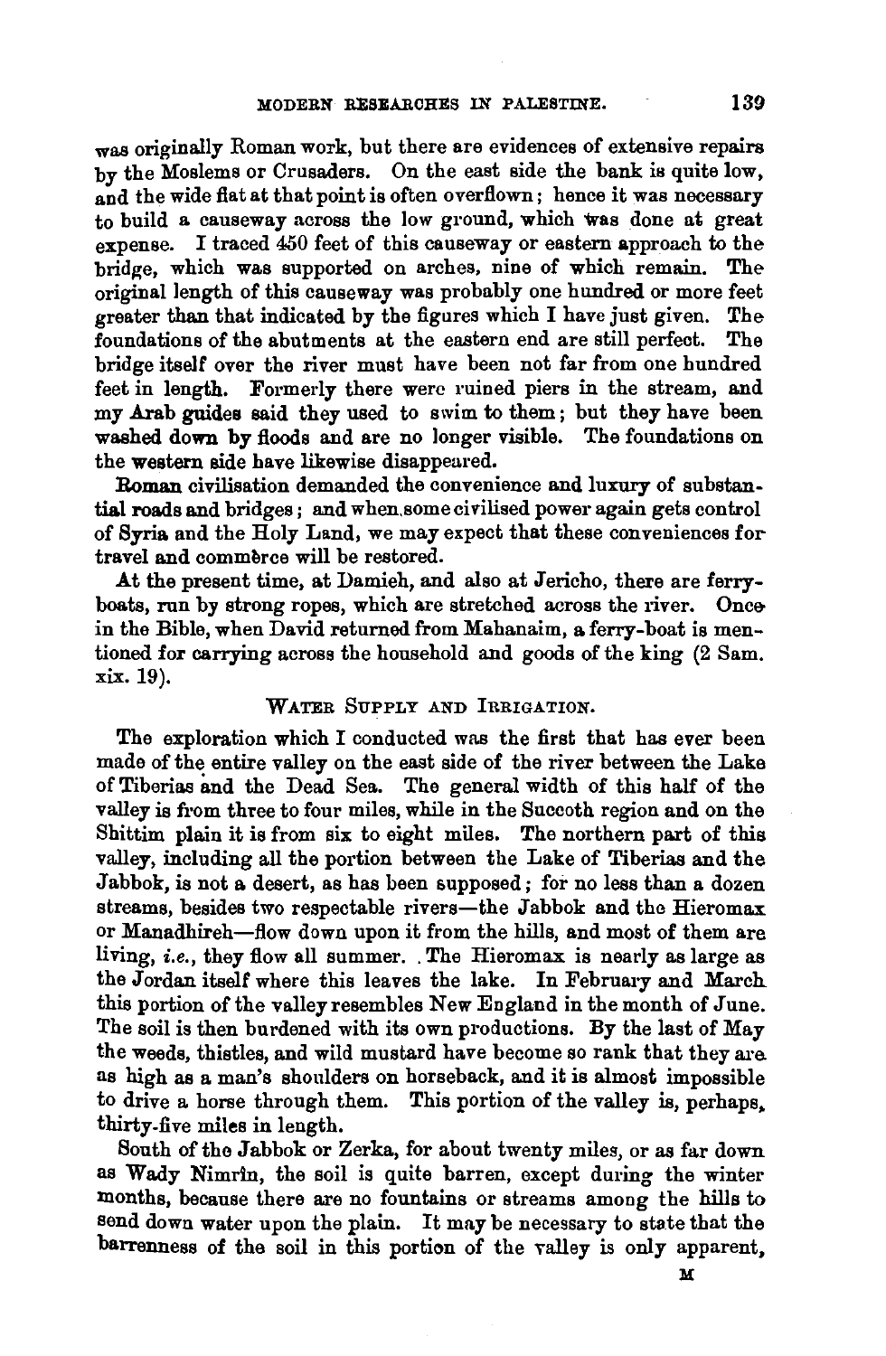was originally Roman work, but there are evidences of extensive repairs by the Moslems or Crusaders. On the east side the bank is quite low, and the wide flat at that point is often overflown; hence it was necessary to build a causeway across the low ground, which was done at great expense. I traced 450 feet of this causeway or eastern approach to the bridge, which was supported on arches, nine of which remain. The original length of this causeway was probably one hundred or more feet greater than that indicated by the figures which I have just given. The foundations of the abutments at the eastern end are still perfect. The bridge itself over the river must have been not far from one hundred feet in length. Formerly there were ruined piers in the stream, and my Arab guides said they used to swim to them; but they have been washed down by floods and are no longer visible. The foundations on the western side have likewise disappeared.

Roman civilisation demanded the convenience and luxury of substantial roads and bridges; and when some civilised power again gets control of Syria and the Holy Land, we may expect that these conveniences for travel and commerce will be restored.

At the present time, at Damieh, and also at Jericho, there are ferry-boats, run by strong ropes, which are stretched across the river. Once in the Bible, when David returned from Mahanaim, a ferry-boat is mentioned for carrying across the household and goods of the king (2 Sam. xix. 19).

### WATER SUPPLY AND IRRIGATION.

The exploration which I conducted was the first that has ever been made of the entire valley on the east side of the river between the Lake of Tiberias and the Dead Sea. The general width of this half of the valley is from three to four miles, while in the Succoth region and on the Shittim plain it is from six to eight miles. The northern part of this valley, including all the portion between the Lake of Tiberias and the Jabbok, is not a desert, as has been supposed; for no less than a dozen streams, besides two respectable rivers—the Jabbok and the Hieromax or Manadhireh—flow down upon it from the hills, and most of them are living, *i.e.*, they flow all summer. The Hieromax is nearly as large as the Jordan itself where this leaves the lake. In February and March this portion of the valley resembles New England in the month of June. The soil is then burdened with its own productions. By the last of May the weeds, thistles, and wild mustard have become so rank that they are as high as a man's shoulders on horseback, and it is almost impossible to drive a horse through them. This portion of the valley is, perhaps, thirty-five miles in length.

South of the Jabbok or Zerka, for about twenty miles, or as far down as Wady Nimrîn, the soil is quite barren, except during the winter months, because there are no fountains or streams among the hills to send down water upon the plain. It may be necessary to state that the barrenness of the soil in this portion of the valley is only apparent,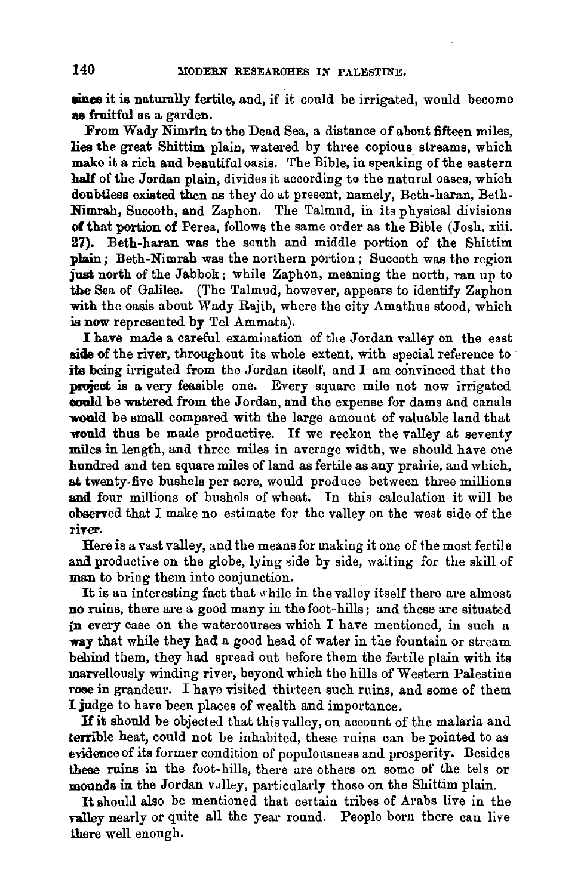since it is naturally fertile, and, if it could be irrigated, would become as fruitful as a garden.

From Wady Nimrin to the Dead Sea, a distance of about fifteen miles, lies the great Shittim plain, watered by three copious streams, which make it a rich and beautiful oasis. The Bible, in speaking of the eastern half of the Jordan plain, divides it according to the natural oases, which doubtless existed then as they do at present, namely, Beth-haran, Beth-Nimrah, Succoth, and Zaphon. The Talmud, in its physical divisions of that portion of Perea, follows the same order as the Bible (Josh. xiii. 27). Beth-haran was the south and middle portion of the Shittim plain; Beth-Nimrah was the northern portion; Succoth was the region just north of the Jabbok; while Zaphon, meaning the north, ran up to the Sea of Galilee. (The Talmud, however, appears to identify Zaphon with the oasis about Wady Rajib, where the city Amathus stood, which is now represented by Tel Ammata).

I have made a careful examination of the Jordan valley on the east side of the river, throughout its whole extent, with special reference to its being irrigated from the Jordan itself, and I am convinced that the project is a very feasible one. Every square mile not now irrigated could be watered from the Jordan, and the expense for dams and canals would be small compared with the large amount of valuable land that would thus be made productive. If we reckon the valley at seventy miles in length, and three miles in average width, we should have one hundred and ten square miles of land as fertile as any prairie, and which, at twenty-five bushels per acre, would produce between three millions and four millions of bushels of wheat. In this calculation it will be observed that I make no estimate for the valley on the west side of the river.

Here is a vast valley, and the means for making it one of the most fertile and productive on the globe, lying side by side, waiting for the skill of man to bring them into conjunction.

It is an interesting fact that while in the valley itself there are almost no ruins, there are a good many in the foot-hills; and these are situated in every case on the watercourses which I have mentioned, in such a way that while they had a good head of water in the fountain or stream behind them, they had spread out before them the fertile plain with its marvellously winding river, beyond which the hills of Western Palestine rose in grandeur. I have visited thirteen such ruins, and some of them I judge to have been places of wealth and importance.

If it should be objected that this valley, on account of the malaria and terrible heat, could not be inhabited, these ruins can be pointed to as evidence of its former condition of populousness and prosperity. Besides these ruins in the foot-hills, there are others on some of the tels or mounds in the Jordan valley, particularly those on the Shittim plain.

It should also be mentioned that certain tribes of Arabs live in the valley nearly or quite all the year round. People born there can live there well enough.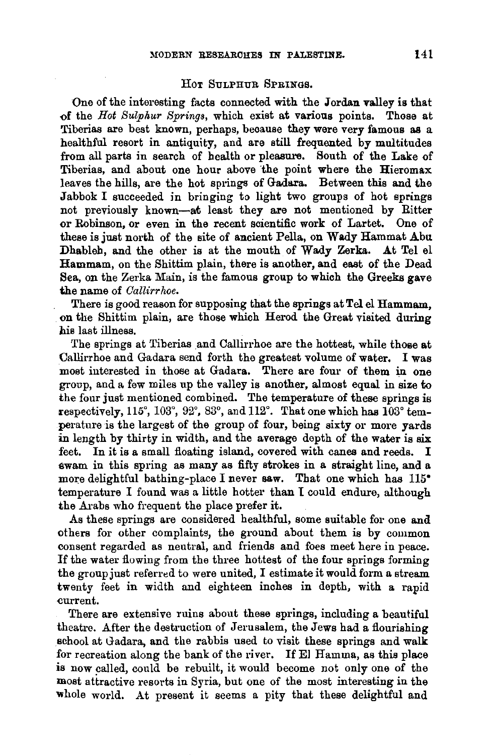## Hot Sulphur Springs.

One of the interesting facts connected with the Jordan valley is that of the *Hot Sulphur Springs*, which exist at various points. Those at Tiberias are best known, perhaps, because they were very famous as a healthful resort in antiquity, and are still frequented by multitudes from all parts in search of health or pleasure. South of the Lake of Tiberias, and about one hour above the point where the Hieromax leaves the hills, are the hot springs of Gadara. Between this and the Jabbok I succeeded in bringing to light two groups of hot springs not previously known—at least they are not mentioned by Ritter or Robinson, or even in the recent scientific work of Lartet. One of these is just north of the site of ancient Pella, on Wady Hammat Abu Dhableh, and the other is at the mouth of Wady Zerka. At Tel el Hammam, on the Shittim plain, there is another, and east of the Dead Sea, on the Zerka Main, is the famous group to which the Greeks gave the name of *Callirrhoe*.

There is good reason for supposing that the springs at Tel el Hammam, on the Shittim plain, are those which Herod the Great visited during his last illness.

The springs at Tiberias and Callirrhoe are the hottest, while those at Callirrhoe and Gadara send forth the greatest volume of water. I was most interested in those at Gadara. There are four of them in one group, and a few miles up the valley is another, almost equal in size to the four just mentioned combined. The temperature of these springs is respectively, 115°, 103°, 92°, 83°, and 112°. That one which has 103° temperature is the largest of the group of four, being sixty or more yards in length by thirty in width, and the average depth of the water is six feet. In it is a small floating island, covered with canes and reeds. I swam in this spring as many as fifty strokes in a straight line, and a more delightful bathing-place I never saw. That one which has 115° temperature I found was a little hotter than I could endure, although the Arabs who frequent the place prefer it.

As these springs are considered healthful, some suitable for one and others for other complaints, the ground about them is by common consent regarded as neutral, and friends and foes meet here in peace. If the water flowing from the three hottest of the four springs forming the group just referred to were united, I estimate it would form a stream twenty feet in width and eighteen inches in depth, with a rapid current.

There are extensive ruins about these springs, including a beautiful theatre. After the destruction of Jerusalem, the Jews had a flourishing school at Gadara, and the rabbis used to visit these springs and walk for recreation along the bank of the river. If El Hamma, as this place is now called, could be rebuilt, it would become not only one of the most attractive resorts in Syria, but one of the most interesting in the whole world. At present it seems a pity that these delightful and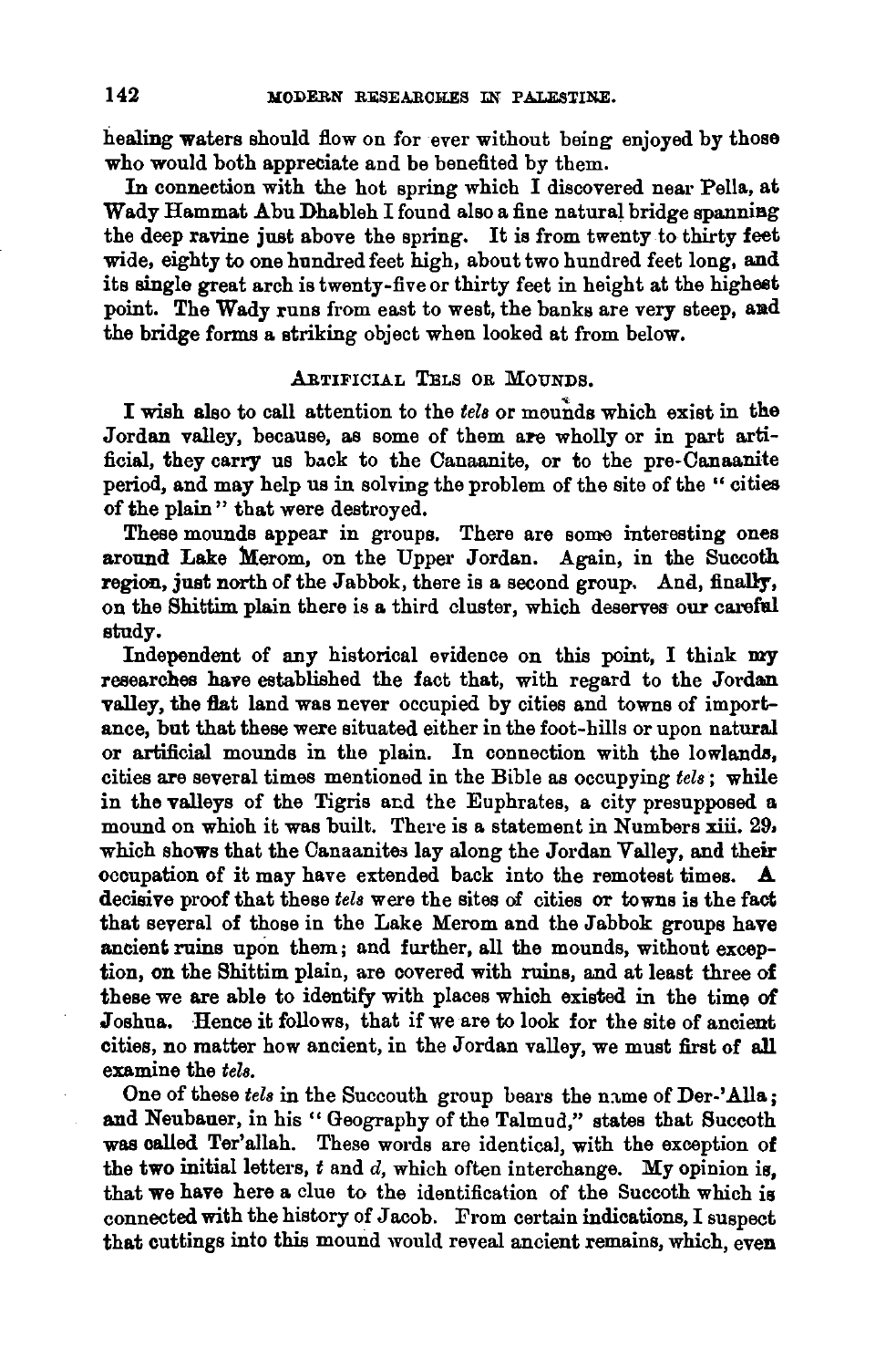healing waters should flow on for ever without being enjoyed by those who would both appreciate and be benefited by them.

In connection with the hot spring which I discovered near Pella, at Wady Hammat Abu Dhableh I found also a fine natural bridge spanning the deep ravine just above the spring. It is from twenty to thirty feet wide, eighty to one hundred feet high, about two hundred feet long, and its single great arch is twenty-five or thirty feet in height at the highest point. The Wady runs from east to west, the banks are very steep, and the bridge forms a striking object when looked at from below.

### Artificial Tels or Mounds.

I wish also to call attention to the *tels* or mounds which exist in the Jordan valley, because, as some of them are wholly or in part artificial, they carry us back to the Canaanite, or to the pre-Canaanite period, and may help us in solving the problem of the site of the "cities of the plain" that were destroyed.

These mounds appear in groups. There are some interesting ones around Lake Merom, on the Upper Jordan. Again, in the Succoth region, just north of the Jabbok, there is a second group. And, finally, on the Shittim plain there is a third cluster, which deserves our careful study.

Independent of any historical evidence on this point, I think my researches have established the fact that, with regard to the Jordan valley, the flat land was never occupied by cities and towns of importance, but that these were situated either in the foot-hills or upon natural or artificial mounds in the plain. In connection with the lowlands, cities are several times mentioned in the Bible as occupying *tels*; while in the valleys of the Tigris and the Euphrates, a city presupposed a mound on which it was built. There is a statement in Numbers xiii. 29, which shows that the Canaanites lay along the Jordan Valley, and their occupation of it may have extended back into the remotest times. A decisive proof that these *tels* were the sites of cities or towns is the fact that several of those in the Lake Merom and the Jabbok groups have ancient ruins upon them; and further, all the mounds, without exception, on the Shittim plain, are covered with ruins, and at least three of these we are able to identify with places which existed in the time of Joshua. Hence it follows, that if we are to look for the site of ancient cities, no matter how ancient, in the Jordan valley, we must first of all examine the *tels*.

One of these *tels* in the Succouth group bears the name of Der-'Alla; and Neubauer, in his "Geography of the Talmud," states that Succoth was called Ter'allah. These words are identical, with the exception of the two initial letters, *t* and *d*, which often interchange. My opinion is, that we have here a clue to the identification of the Succoth which is connected with the history of Jacob. From certain indications, I suspect that cuttings into this mound would reveal ancient remains, which, even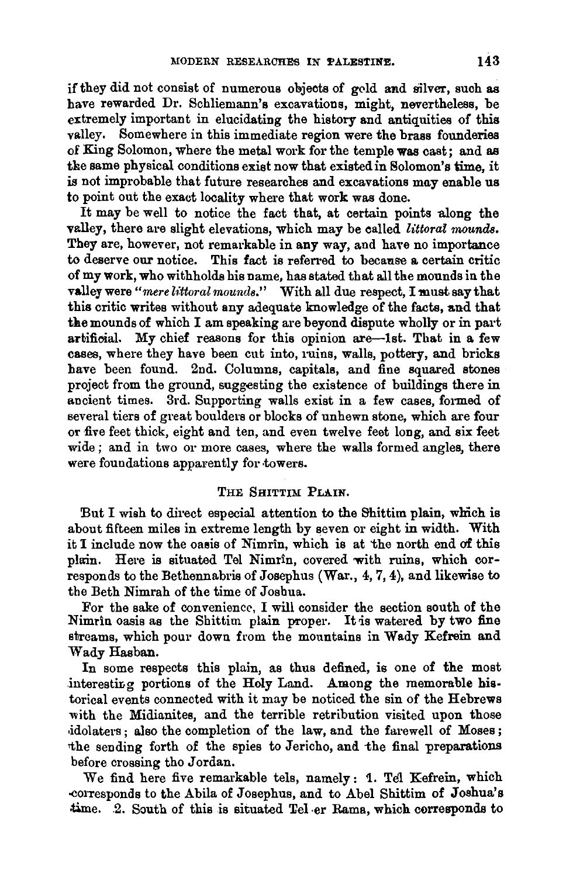if they did not consist of numerous objects of gold and silver, such as have rewarded Dr. Schliemann's excavations, might, nevertheless, be extremely important in elucidating the history and antiquities of this valley. Somewhere in this immediate region were the brass founderies of King Solomon, where the metal work for the temple was cast; and as the same physical conditions exist now that existed in Solomon's time, it is not improbable that future researches and excavations may enable us to point out the exact locality where that work was done.

It may be well to notice the fact that, at certain points along the valley, there are slight elevations, which may be called *littoral mounds*. They are, however, not remarkable in any way, and have no importance to deserve our notice. This fact is referred to because a certain critic of my work, who withholds his name, has stated that all the mounds in the valley were "*mere littoral mounds*." With all due respect, I must say that this critic writes without any adequate knowledge of the facts, and that the mounds of which I am speaking are beyond dispute wholly or in part artificial. My chief reasons for this opinion are—1st. That in a few cases, where they have been cut into, ruins, walls, pottery, and bricks have been found. 2nd. Columns, capitals, and fine squared stones project from the ground, suggesting the existence of buildings there in ancient times. 3rd. Supporting walls exist in a few cases, formed of several tiers of great boulders or blocks of unhewn stone, which are four or five feet thick, eight and ten, and even twelve feet long, and six feet wide; and in two or more cases, where the walls formed angles, there were foundations apparently for towers.

## THE SHITTIM PLAIN.

But I wish to direct especial attention to the Shittim plain, which is about fifteen miles in extreme length by seven or eight in width. With it I include now the oasis of Nimrîn, which is at the north end of this plain. Here is situated Tel Nimrîn, covered with ruins, which corresponds to the Bethennabris of Josephus (War., 4, 7, 4), and likewise to the Beth Nimrah of the time of Joshua.

For the sake of convenience, I will consider the section south of the Nimrîn oasis as the Shittim plain proper. It is watered by two fine streams, which pour down from the mountains in Wady Kefrein and Wady Hasban.

In some respects this plain, as thus defined, is one of the most interesting portions of the Holy Land. Among the memorable historical events connected with it may be noticed the sin of the Hebrews with the Midianites, and the terrible retribution visited upon those idolaters; also the completion of the law, and the farewell of Moses; the sending forth of the spies to Jericho, and the final preparations before crossing tho Jordan.

We find here five remarkable tels, namely: 1. Tel Kefrein, which corresponds to the Abila of Josephus, and to Abel Shittim of Joshua's time. 2. South of this is situated Tel er Rama, which corresponds to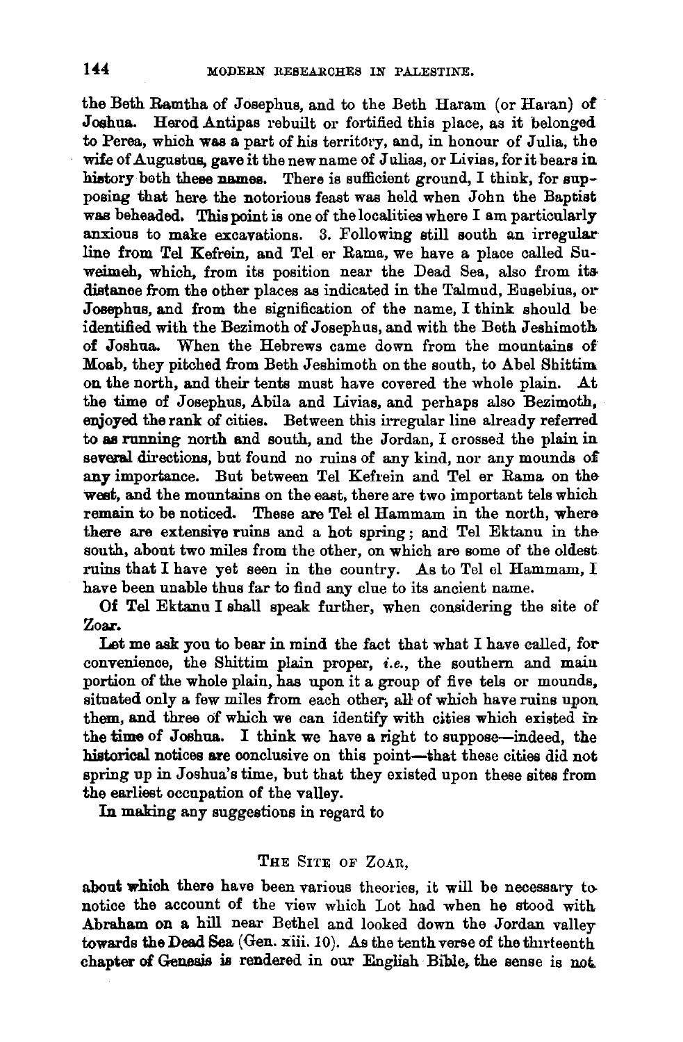the Beth Ramtha of Josephus, and to the Beth Haram (or Haran) of Joshua. Herod Antipas rebuilt or fortified this place, as it belonged to Perea, which was a part of his territory, and, in honour of Julia, the wife of Augustus, gave it the new name of Julias, or Livias, for it bears in history both these names. There is sufficient ground, I think, for supposing that here the notorious feast was held when John the Baptist was beheaded. This point is one of the localities where I am particularly anxious to make excavations. 3. Following still south an irregular line from Tel Kefrein, and Tel er Rama, we have a place called Suweimeh, which, from its position near the Dead Sea, also from its distance from the other places as indicated in the Talmud, Eusebius, or Josephus, and from the signification of the name, I think should be identified with the Bezimoth of Josephus, and with the Beth Jeshimoth of Joshua. When the Hebrews came down from the mountains of Moab, they pitched from Beth Jeshimoth on the south, to Abel Shittim on the north, and their tents must have covered the whole plain. At the time of Josephus, Abila and Livias, and perhaps also Bezimoth, enjoyed the rank of cities. Between this irregular line already referred to as running north and south, and the Jordan, I crossed the plain in several directions, but found no ruins of any kind, nor any mounds of any importance. But between Tel Kefrein and Tel er Rama on the west, and the mountains on the east, there are two important tels which remain to be noticed. These are Tel el Hammam in the north, where there are extensive ruins and a hot spring; and Tel Ektanu in the south, about two miles from the other, on which are some of the oldest ruins that I have yet seen in the country. As to Tel el Hammam, I have been unable thus far to find any clue to its ancient name.

Of Tel Ektanu I shall speak further, when considering the site of Zoar.

Let me ask you to bear in mind the fact that what I have called, for convenience, the Shittim plain proper, *i.e.*, the southern and main portion of the whole plain, has upon it a group of five tels or mounds, situated only a few miles from each other, all of which have ruins upon them, and three of which we can identify with cities which existed in the time of Joshua. I think we have a right to suppose—indeed, the historical notices are conclusive on this point—that these cities did not spring up in Joshua's time, but that they existed upon these sites from the earliest occupation of the valley.

In making any suggestions in regard to

## The Site of Zoar,

about which there have been various theories, it will be necessary to notice the account of the view which Lot had when he stood with Abraham on a hill near Bethel and looked down the Jordan valley towards the Dead Sea (Gen. xiii. 10). As the tenth verse of the thirteenth chapter of Genesis is rendered in our English Bible, the sense is not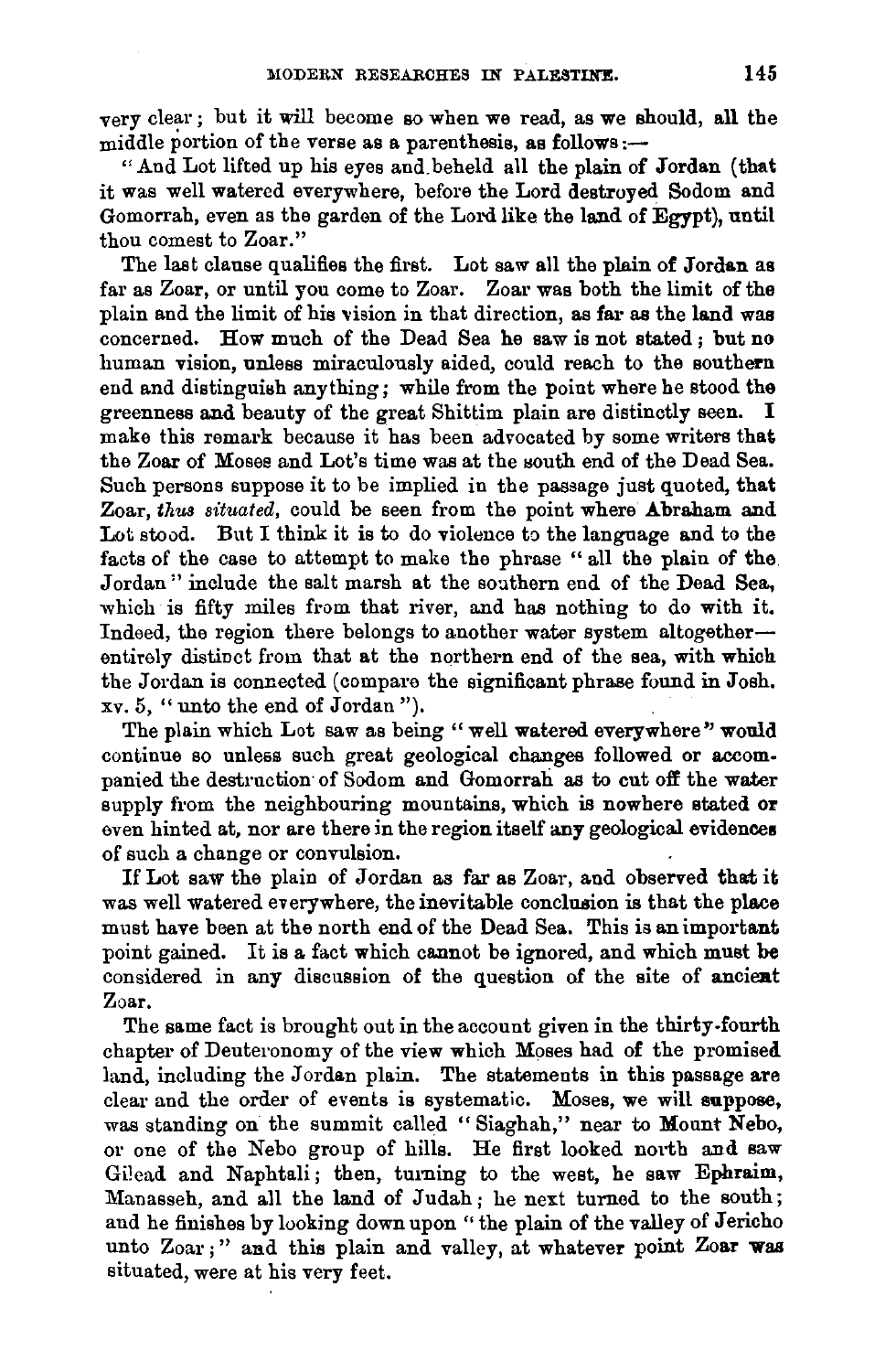very clear; but it will become so when we read, as we should, all the middle portion of the verse as a parenthesis, as follows:—

"And Lot lifted up his eyes and beheld all the plain of Jordan (that it was well watered everywhere, before the Lord destroyed Sodom and Gomorrah, even as the garden of the Lord like the land of Egypt), until thou comest to Zoar."

The last clause qualifies the first. Lot saw all the plain of Jordan as far as Zoar, or until you come to Zoar. Zoar was both the limit of the plain and the limit of his vision in that direction, as far as the land was concerned. How much of the Dead Sea he saw is not stated; but no human vision, unless miraculously aided, could reach to the southern end and distinguish anything; while from the point where he stood the greenness and beauty of the great Shittim plain are distinctly seen. I make this remark because it has been advocated by some writers that the Zoar of Moses and Lot's time was at the south end of the Dead Sea. Such persons suppose it to be implied in the passage just quoted, that Zoar, *thus situated*, could be seen from the point where Abraham and Lot stood. But I think it is to do violence to the language and to the facts of the case to attempt to make the phrase "all the plain of the Jordan" include the salt marsh at the southern end of the Dead Sea, which is fifty miles from that river, and has nothing to do with it. Indeed, the region there belongs to another water system altogether—entirely distinct from that at the northern end of the sea, with which the Jordan is connected (compare the significant phrase found in Josh. xv. 5, "unto the end of Jordan").

The plain which Lot saw as being "well watered everywhere" would continue so unless such great geological changes followed or accompanied the destruction of Sodom and Gomorrah as to cut off the water supply from the neighbouring mountains, which is nowhere stated or even hinted at, nor are there in the region itself any geological evidences of such a change or convulsion.

If Lot saw the plain of Jordan as far as Zoar, and observed that it was well watered everywhere, the inevitable conclusion is that the place must have been at the north end of the Dead Sea. This is an important point gained. It is a fact which cannot be ignored, and which must be considered in any discussion of the question of the site of ancient Zoar.

The same fact is brought out in the account given in the thirty-fourth chapter of Deuteronomy of the view which Moses had of the promised land, including the Jordan plain. The statements in this passage are clear and the order of events is systematic. Moses, we will suppose, was standing on the summit called "Siaghah," near to Mount Nebo, or one of the Nebo group of hills. He first looked north and saw Gilead and Naphtali; then, turning to the west, he saw Ephraim, Manasseh, and all the land of Judah; he next turned to the south; and he finishes by looking down upon "the plain of the valley of Jericho unto Zoar;" and this plain and valley, at whatever point Zoar was situated, were at his very feet.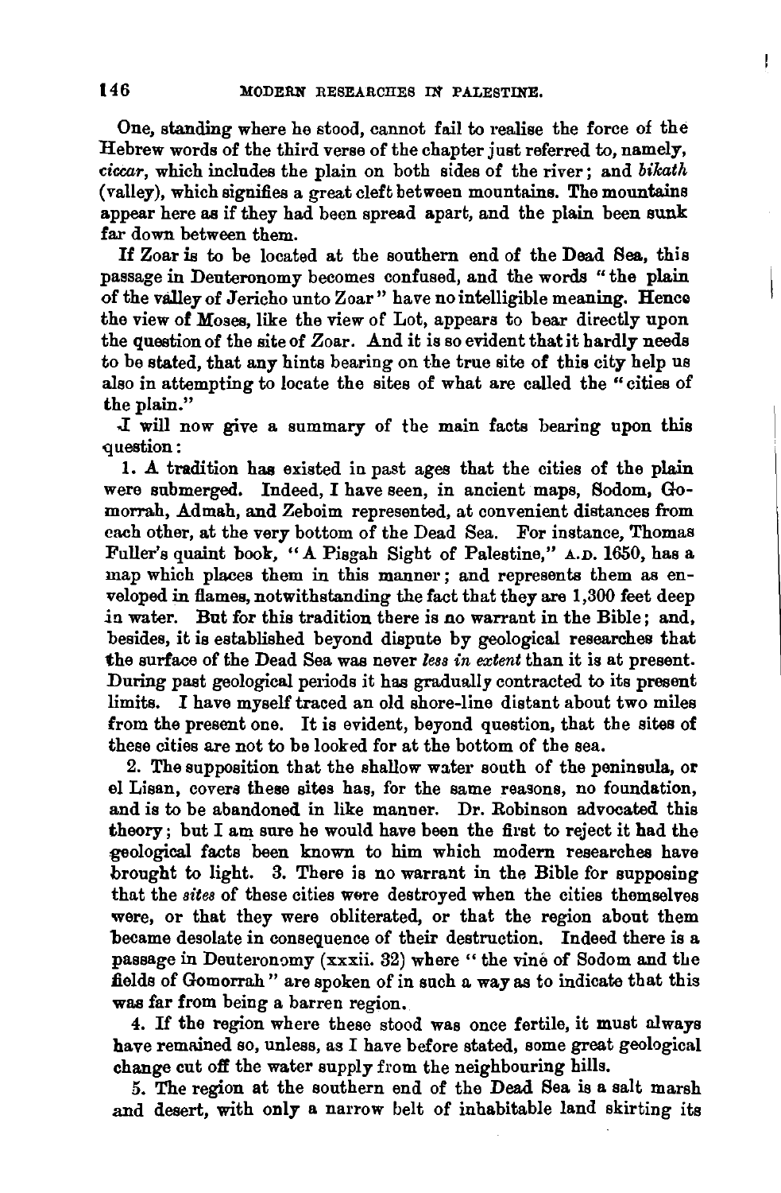One, standing where he stood, cannot fail to realise the force of the Hebrew words of the third verse of the chapter just referred to, namely, *ciccar*, which includes the plain on both sides of the river; and *bikath* (valley), which signifies a great cleft between mountains. The mountains appear here as if they had been spread apart, and the plain been sunk far down between them.

If Zoar is to be located at the southern end of the Dead Sea, this passage in Deuteronomy becomes confused, and the words "the plain of the valley of Jericho unto Zoar" have no intelligible meaning. Hence the view of Moses, like the view of Lot, appears to bear directly upon the question of the site of Zoar. And it is so evident that it hardly needs to be stated, that any hints bearing on the true site of this city help us also in attempting to locate the sites of what are called the "cities of the plain."

I will now give a summary of the main facts bearing upon this question:

1. A tradition has existed in past ages that the cities of the plain were submerged. Indeed, I have seen, in ancient maps, Sodom, Gomorrah, Admah, and Zeboim represented, at convenient distances from each other, at the very bottom of the Dead Sea. For instance, Thomas Fuller's quaint book, "A Pisgah Sight of Palestine," A.D. 1650, has a map which places them in this manner; and represents them as enveloped in flames, notwithstanding the fact that they are 1,300 feet deep in water. But for this tradition there is no warrant in the Bible; and, besides, it is established beyond dispute by geological researches that the surface of the Dead Sea was never *less in extent* than it is at present. During past geological periods it has gradually contracted to its present limits. I have myself traced an old shore-line distant about two miles from the present one. It is evident, beyond question, that the sites of these cities are not to be looked for at the bottom of the sea.

2. The supposition that the shallow water south of the peninsula, or el Lisan, covers these sites has, for the same reasons, no foundation, and is to be abandoned in like manner. Dr. Robinson advocated this theory; but I am sure he would have been the first to reject it had the geological facts been known to him which modern researches have brought to light. 3. There is no warrant in the Bible for supposing that the *sites* of these cities were destroyed when the cities themselves were, or that they were obliterated, or that the region about them became desolate in consequence of their destruction. Indeed there is a passage in Deuteronomy (xxxii. 32) where "the vine of Sodom and the fields of Gomorrah" are spoken of in such a way as to indicate that this was far from being a barren region.

4. If the region where these stood was once fertile, it must always have remained so, unless, as I have before stated, some great geological change cut off the water supply from the neighbouring hills.

5. The region at the southern end of the Dead Sea is a salt marsh and desert, with only a narrow belt of inhabitable land skirting its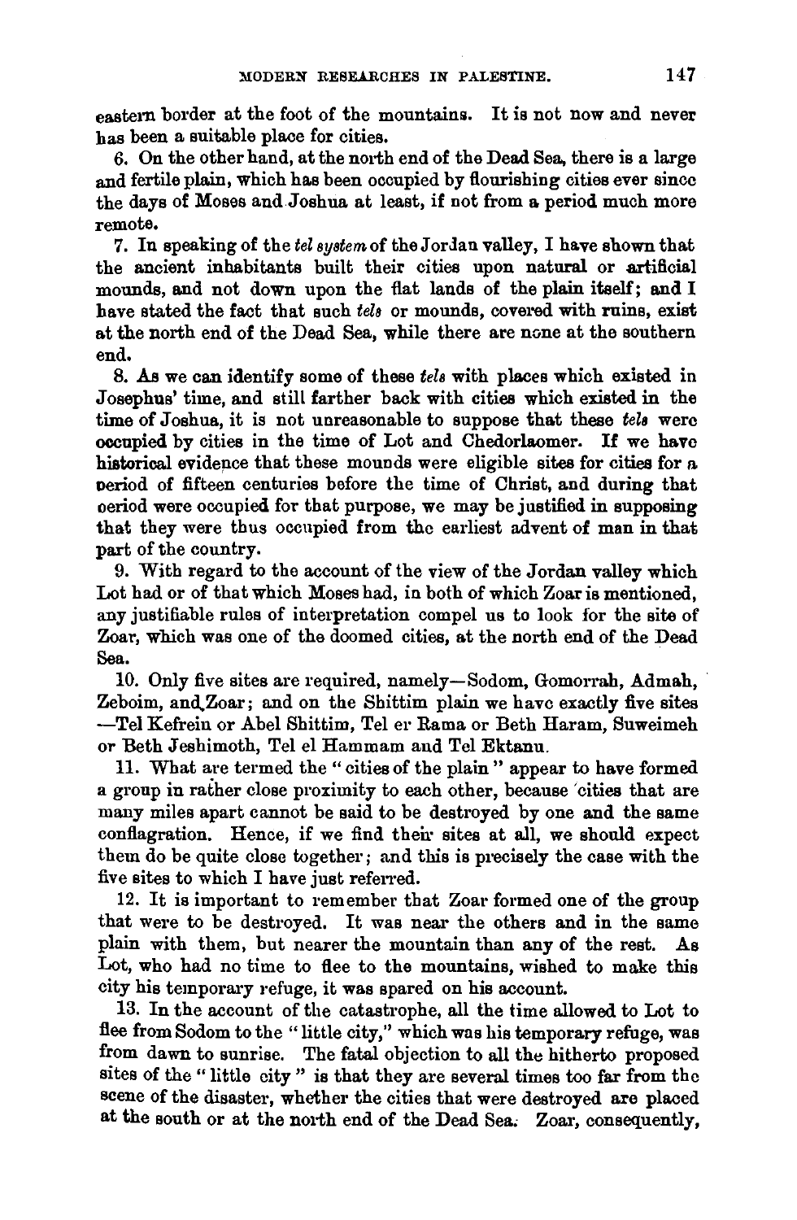eastern border at the foot of the mountains. It is not now and never has been a suitable place for cities.

6. On the other hand, at the north end of the Dead Sea, there is a large and fertile plain, which has been occupied by flourishing cities ever since the days of Moses and Joshua at least, if not from a period much more remote.

7. In speaking of the *tel system* of the Jordan valley, I have shown that the ancient inhabitants built their cities upon natural or artificial mounds, and not down upon the flat lands of the plain itself; and I have stated the fact that such *tels* or mounds, covered with ruins, exist at the north end of the Dead Sea, while there are none at the southern end.

8. As we can identify some of these *tels* with places which existed in Josephus' time, and still farther back with cities which existed in the time of Joshua, it is not unreasonable to suppose that these *tels* were occupied by cities in the time of Lot and Chedorlaomer. If we have historical evidence that these mounds were eligible sites for cities for a period of fifteen centuries before the time of Christ, and during that period were occupied for that purpose, we may be justified in supposing that they were thus occupied from the earliest advent of man in that part of the country.

9. With regard to the account of the view of the Jordan valley which Lot had or of that which Moses had, in both of which Zoar is mentioned, any justifiable rules of interpretation compel us to look for the site of Zoar, which was one of the doomed cities, at the north end of the Dead Sea.

10. Only five sites are required, namely—Sodom, Gomorrah, Admah, Zeboim, and Zoar; and on the Shittim plain we have exactly five sites —Tel Kefrein or Abel Shittim, Tel er Rama or Beth Haram, Suweimeh or Beth Jeshimoth, Tel el Hammam and Tel Ektanu.

11. What are termed the "cities of the plain" appear to have formed a group in rather close proximity to each other, because cities that are many miles apart cannot be said to be destroyed by one and the same conflagration. Hence, if we find their sites at all, we should expect them do be quite close together; and this is precisely the case with the five sites to which I have just referred.

12. It is important to remember that Zoar formed one of the group that were to be destroyed. It was near the others and in the same plain with them, but nearer the mountain than any of the rest. As Lot, who had no time to flee to the mountains, wished to make this city his temporary refuge, it was spared on his account.

13. In the account of the catastrophe, all the time allowed to Lot to flee from Sodom to the "little city," which was his temporary refuge, was from dawn to sunrise. The fatal objection to all the hitherto proposed sites of the "little city" is that they are several times too far from the scene of the disaster, whether the cities that were destroyed are placed at the south or at the north end of the Dead Sea. Zoar, consequently,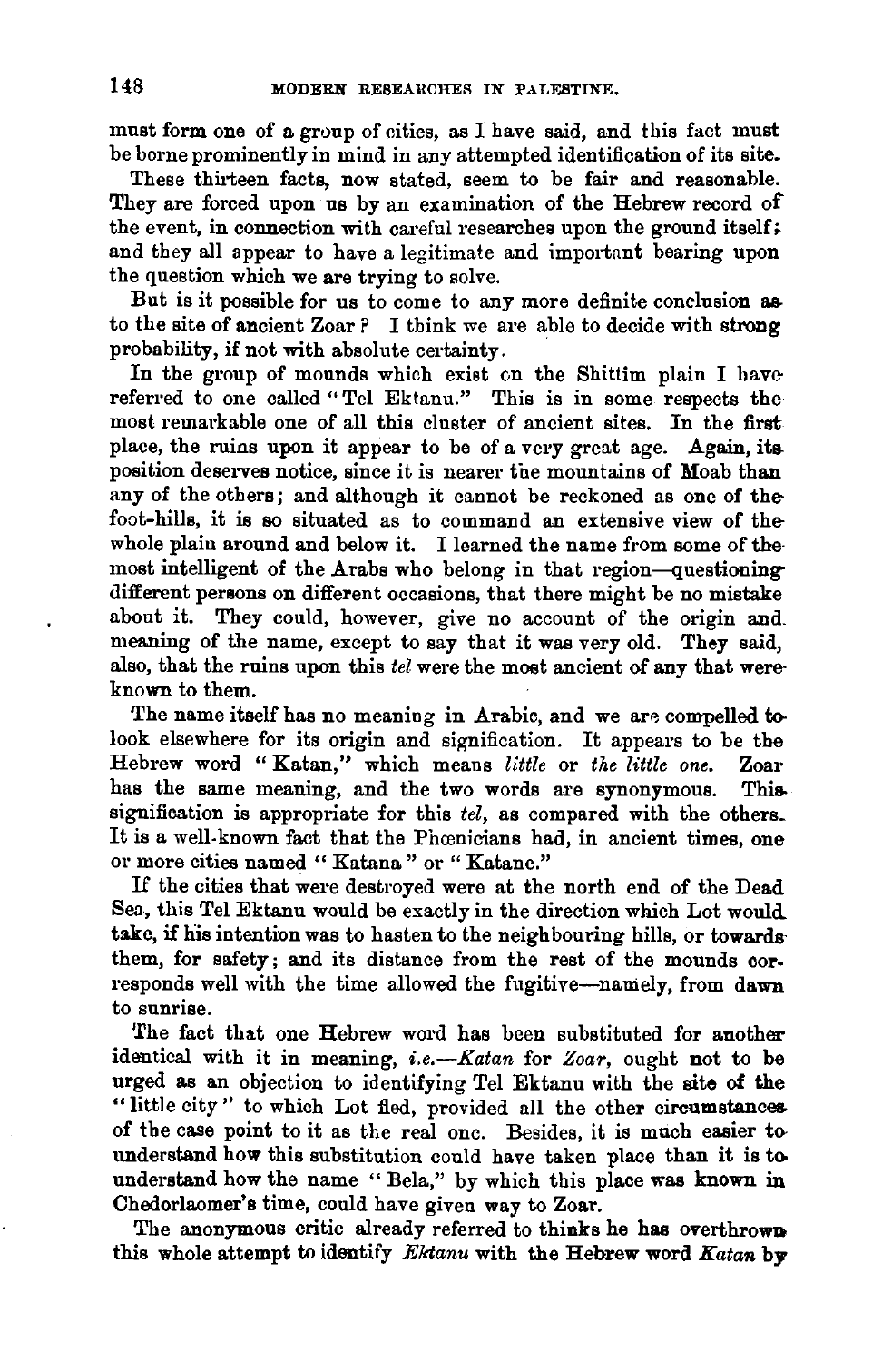must form one of a group of cities, as I have said, and this fact must be borne prominently in mind in any attempted identification of its site.

These thirteen facts, now stated, seem to be fair and reasonable. They are forced upon us by an examination of the Hebrew record of the event, in connection with careful researches upon the ground itself; and they all appear to have a legitimate and important bearing upon the question which we are trying to solve.

But is it possible for us to come to any more definite conclusion as to the site of ancient Zoar? I think we are able to decide with strong probability, if not with absolute certainty.

In the group of mounds which exist on the Shittim plain I have referred to one called "Tel Ektanu." This is in some respects the most remarkable one of all this cluster of ancient sites. In the first place, the ruins upon it appear to be of a very great age. Again, its position deserves notice, since it is nearer the mountains of Moab than any of the others; and although it cannot be reckoned as one of the foot-hills, it is so situated as to command an extensive view of the whole plain around and below it. I learned the name from some of the most intelligent of the Arabs who belong in that region—questioning different persons on different occasions, that there might be no mistake about it. They could, however, give no account of the origin and meaning of the name, except to say that it was very old. They said, also, that the ruins upon this *tel* were the most ancient of any that were known to them.

The name itself has no meaning in Arabic, and we are compelled to look elsewhere for its origin and signification. It appears to be the Hebrew word "Katan," which means *little* or *the little one*. Zoar has the same meaning, and the two words are synonymous. This signification is appropriate for this *tel*, as compared with the others. It is a well-known fact that the Phœnicians had, in ancient times, one or more cities named "Katana" or "Katane."

If the cities that were destroyed were at the north end of the Dead Sea, this Tel Ektanu would be exactly in the direction which Lot would take, if his intention was to hasten to the neighbouring hills, or towards them, for safety; and its distance from the rest of the mounds corresponds well with the time allowed the fugitive—namely, from dawn to sunrise.

The fact that one Hebrew word has been substituted for another identical with it in meaning, *i.e.*—*Katan* for *Zoar*, ought not to be urged as an objection to identifying Tel Ektanu with the site of the "little city" to which Lot fled, provided all the other circumstances of the case point to it as the real one. Besides, it is much easier to understand how this substitution could have taken place than it is to understand how the name "Bela," by which this place was known in Chedorlaomer's time, could have given way to Zoar.

The anonymous critic already referred to thinks he has overthrown this whole attempt to identify *Ektanu* with the Hebrew word *Katan* by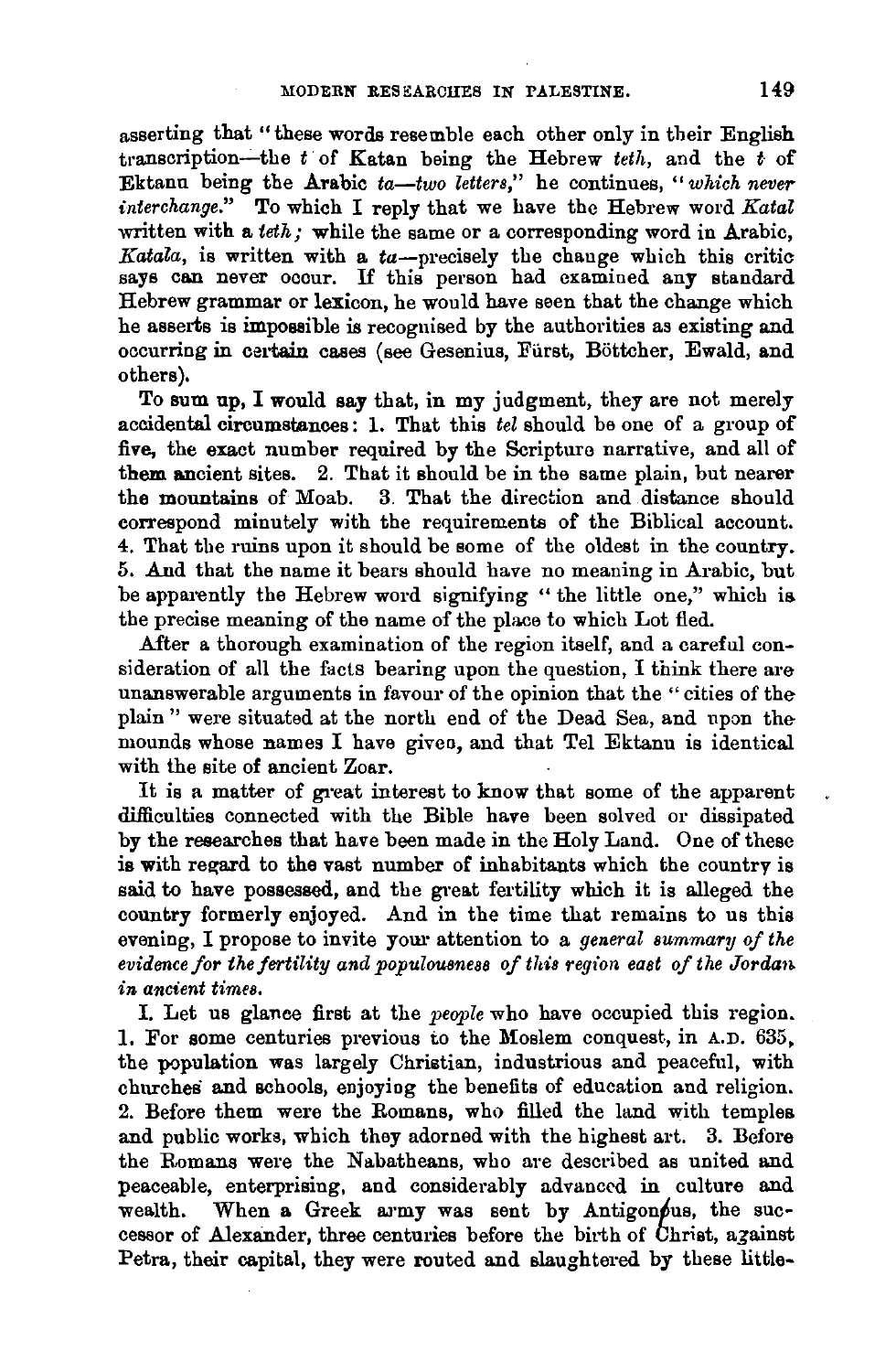asserting that "these words resemble each other only in their English transcription—the *t* of Katan being the Hebrew *teth*, and the *t* of Ektanu being the Arabic *ta—two letters*," he continues, "*which never interchange*." To which I reply that we have the Hebrew word *Katal* written with a *teth;* while the same or a corresponding word in Arabic, *Katala*, is written with a *ta*—precisely the change which this critic says can never occur. If this person had examined any standard Hebrew grammar or lexicon, he would have seen that the change which he asserts is impossible is recognised by the authorities as existing and occurring in certain cases (see Gesenius, Fürst, Böttcher, Ewald, and others).

To sum up, I would say that, in my judgment, they are not merely accidental circumstances: 1. That this *tel* should be one of a group of five, the exact number required by the Scripture narrative, and all of them ancient sites. 2. That it should be in the same plain, but nearer the mountains of Moab. 3. That the direction and distance should correspond minutely with the requirements of the Biblical account. 4. That the ruins upon it should be some of the oldest in the country. 5. And that the name it bears should have no meaning in Arabic, but be apparently the Hebrew word signifying "the little one," which is the precise meaning of the name of the place to which Lot fled.

After a thorough examination of the region itself, and a careful consideration of all the facts bearing upon the question, I think there are unanswerable arguments in favour of the opinion that the "cities of the plain" were situated at the north end of the Dead Sea, and upon the mounds whose names I have given, and that Tel Ektanu is identical with the site of ancient Zoar.

It is a matter of great interest to know that some of the apparent difficulties connected with the Bible have been solved or dissipated by the researches that have been made in the Holy Land. One of these is with regard to the vast number of inhabitants which the country is said to have possessed, and the great fertility which it is alleged the country formerly enjoyed. And in the time that remains to us this evening, I propose to invite your attention to a *general summary of the evidence for the fertility and populousness of this region east of the Jordan in ancient times.*

I. Let us glance first at the *people* who have occupied this region. 1. For some centuries previous to the Moslem conquest, in A.D. 635, the population was largely Christian, industrious and peaceful, with churches and schools, enjoying the benefits of education and religion. 2. Before them were the Romans, who filled the land with temples and public works, which they adorned with the highest art. 3. Before the Romans were the Nabatheans, who are described as united and peaceable, enterprising, and considerably advanced in culture and wealth. When a Greek army was sent by Antigonus, the successor of Alexander, three centuries before the birth of Christ, against Petra, their capital, they were routed and slaughtered by these little-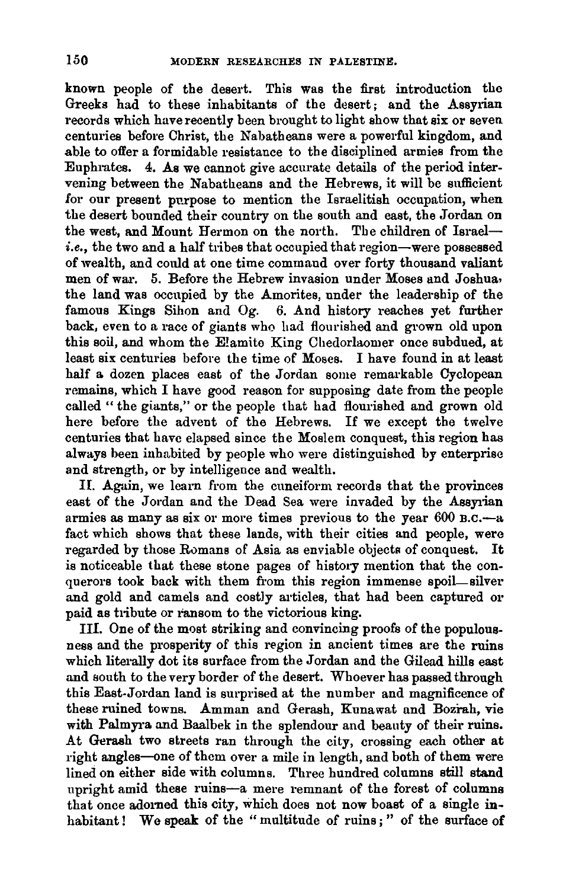known people of the desert. This was the first introduction the Greeks had to these inhabitants of the desert; and the Assyrian records which have recently been brought to light show that six or seven centuries before Christ, the Nabatheans were a powerful kingdom, and able to offer a formidable resistance to the disciplined armies from the Euphrates. 4. As we cannot give accurate details of the period intervening between the Nabatheans and the Hebrews, it will be sufficient for our present purpose to mention the Israelitish occupation, when the desert bounded their country on the south and east, the Jordan on the west, and Mount Hermon on the north. The children of Israel—*i.e.*, the two and a half tribes that occupied that region—were possessed of wealth, and could at one time command over forty thousand valiant men of war. 5. Before the Hebrew invasion under Moses and Joshua, the land was occupied by the Amorites, under the leadership of the famous Kings Sihon and Og. 6. And history reaches yet further back, even to a race of giants who had flourished and grown old upon this soil, and whom the Elamite King Chedorlaomer once subdued, at least six centuries before the time of Moses. I have found in at least half a dozen places east of the Jordan some remarkable Cyclopean remains, which I have good reason for supposing date from the people called "the giants," or the people that had flourished and grown old here before the advent of the Hebrews. If we except the twelve centuries that have elapsed since the Moslem conquest, this region has always been inhabited by people who were distinguished by enterprise and strength, or by intelligence and wealth.

II. Again, we learn from the cuneiform records that the provinces east of the Jordan and the Dead Sea were invaded by the Assyrian armies as many as six or more times previous to the year 600 B.C.—a fact which shows that these lands, with their cities and people, were regarded by those Romans of Asia as enviable objects of conquest. It is noticeable that these stone pages of history mention that the conquerors took back with them from this region immense spoil—silver and gold and camels and costly articles, that had been captured or paid as tribute or ransom to the victorious king.

III. One of the most striking and convincing proofs of the populousness and the prosperity of this region in ancient times are the ruins which literally dot its surface from the Jordan and the Gilead hills east and south to the very border of the desert. Whoever has passed through this East-Jordan land is surprised at the number and magnificence of these ruined towns. Amman and Gerash, Kunawat and Bozrah, vie with Palmyra and Baalbek in the splendour and beauty of their ruins. At Gerash two streets ran through the city, crossing each other at right angles—one of them over a mile in length, and both of them were lined on either side with columns. Three hundred columns still stand upright amid these ruins—a mere remnant of the forest of columns that once adorned this city, which does not now boast of a single inhabitant! We speak of the "multitude of ruins;" of the surface of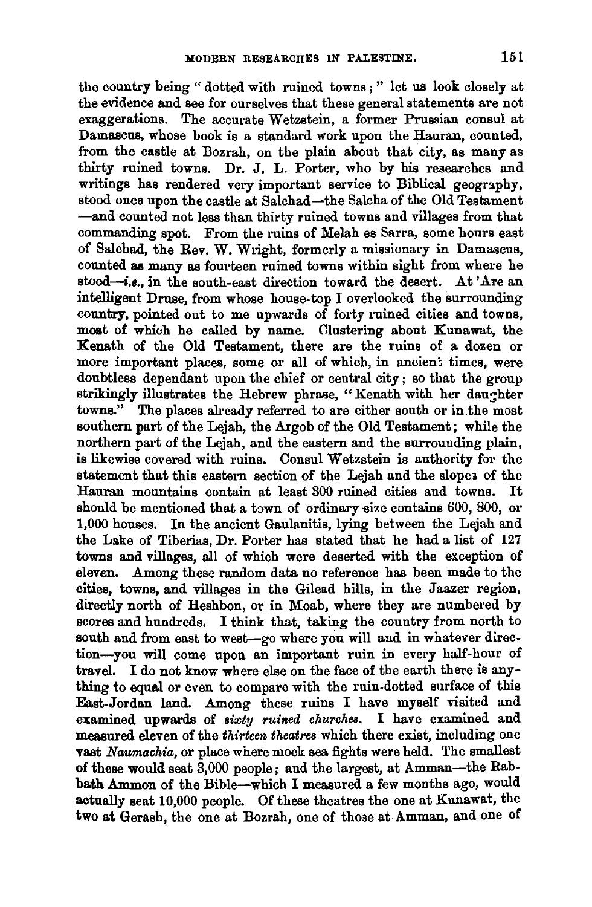the country being "dotted with ruined towns;" let us look closely at the evidence and see for ourselves that these general statements are not exaggerations. The accurate Wetzstein, a former Prussian consul at Damascus, whose book is a standard work upon the Hauran, counted, from the castle at Bozrah, on the plain about that city, as many as thirty ruined towns. Dr. J. L. Porter, who by his researches and writings has rendered very important service to Biblical geography, stood once upon the castle at Salchad—the Salcha of the Old Testament—and counted not less than thirty ruined towns and villages from that commanding spot. From the ruins of Melah es Sarra, some hours east of Salchad, the Rev. W. Wright, formerly a missionary in Damascus, counted as many as fourteen ruined towns within sight from where he stood—*i.e.*, in the south-east direction toward the desert. At 'Are an intelligent Druse, from whose house-top I overlooked the surrounding country, pointed out to me upwards of forty ruined cities and towns, most of which he called by name. Clustering about Kunawat, the Kenath of the Old Testament, there are the ruins of a dozen or more important places, some or all of which, in ancient times, were doubtless dependant upon the chief or central city; so that the group strikingly illustrates the Hebrew phrase, "Kenath with her daughter towns." The places already referred to are either south or in the most southern part of the Lejah, the Argob of the Old Testament; while the northern part of the Lejah, and the eastern and the surrounding plain, is likewise covered with ruins. Consul Wetzstein is authority for the statement that this eastern section of the Lejah and the slopes of the Hauran mountains contain at least 300 ruined cities and towns. It should be mentioned that a town of ordinary size contains 600, 800, or 1,000 houses. In the ancient Gaulanitis, lying between the Lejah and the Lake of Tiberias, Dr. Porter has stated that he had a list of 127 towns and villages, all of which were deserted with the exception of eleven. Among these random data no reference has been made to the cities, towns, and villages in the Gilead hills, in the Jaazer region, directly north of Heshbon, or in Moab, where they are numbered by scores and hundreds. I think that, taking the country from north to south and from east to west—go where you will and in whatever direction—you will come upon an important ruin in every half-hour of travel. I do not know where else on the face of the earth there is anything to equal or even to compare with the ruin-dotted surface of this East-Jordan land. Among these ruins I have myself visited and examined upwards of *sixty ruined churches*. I have examined and measured eleven of the *thirteen theatres* which there exist, including one vast *Naumachia*, or place where mock sea fights were held. The smallest of these would seat 3,000 people; and the largest, at Amman—the Rabbath Ammon of the Bible—which I measured a few months ago, would actually seat 10,000 people. Of these theatres the one at Kunawat, the two at Gerash, the one at Bozrah, one of those at Amman, and one of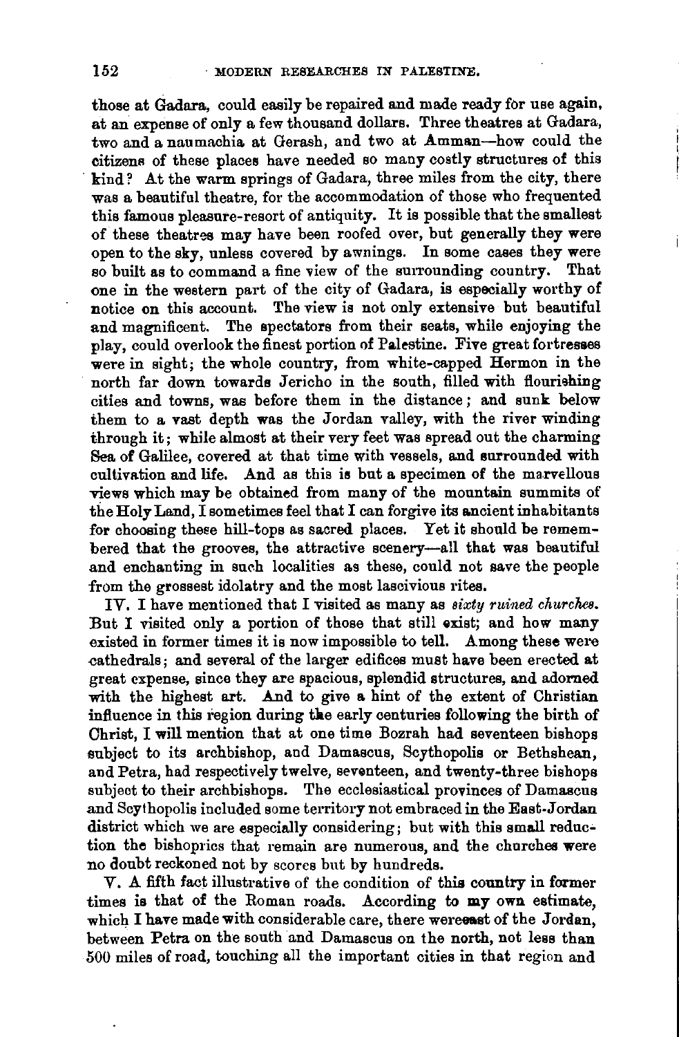those at Gadara, could easily be repaired and made ready for use again, at an expense of only a few thousand dollars. Three theatres at Gadara, two and a naumachia at Gerash, and two at Amman—how could the citizens of these places have needed so many costly structures of this kind? At the warm springs of Gadara, three miles from the city, there was a beautiful theatre, for the accommodation of those who frequented this famous pleasure-resort of antiquity. It is possible that the smallest of these theatres may have been roofed over, but generally they were open to the sky, unless covered by awnings. In some cases they were so built as to command a fine view of the surrounding country. That one in the western part of the city of Gadara, is especially worthy of notice on this account. The view is not only extensive but beautiful and magnificent. The spectators from their seats, while enjoying the play, could overlook the finest portion of Palestine. Five great fortresses were in sight; the whole country, from white-capped Hermon in the north far down towards Jericho in the south, filled with flourishing cities and towns, was before them in the distance; and sunk below them to a vast depth was the Jordan valley, with the river winding through it; while almost at their very feet was spread out the charming Sea of Galilee, covered at that time with vessels, and surrounded with cultivation and life. And as this is but a specimen of the marvellous views which may be obtained from many of the mountain summits of the Holy Land, I sometimes feel that I can forgive its ancient inhabitants for choosing these hill-tops as sacred places. Yet it should be remembered that the grooves, the attractive scenery—all that was beautiful and enchanting in such localities as these, could not save the people from the grossest idolatry and the most lascivious rites.

IV. I have mentioned that I visited as many as *sixty ruined churches*. But I visited only a portion of those that still exist; and how many existed in former times it is now impossible to tell. Among these were cathedrals; and several of the larger edifices must have been erected at great expense, since they are spacious, splendid structures, and adorned with the highest art. And to give a hint of the extent of Christian influence in this region during the early centuries following the birth of Christ, I will mention that at one time Bozrah had seventeen bishops subject to its archbishop, and Damascus, Scythopolis or Bethshean, and Petra, had respectively twelve, seventeen, and twenty-three bishops subject to their archbishops. The ecclesiastical provinces of Damascus and Scythopolis included some territory not embraced in the East-Jordan district which we are especially considering; but with this small reduction the bishoprics that remain are numerous, and the churches were no doubt reckoned not by scores but by hundreds.

V. A fifth fact illustrative of the condition of this country in former times is that of the Roman roads. According to my own estimate, which I have made with considerable care, there wereeast of the Jordan, between Petra on the south and Damascus on the north, not less than 500 miles of road, touching all the important cities in that region and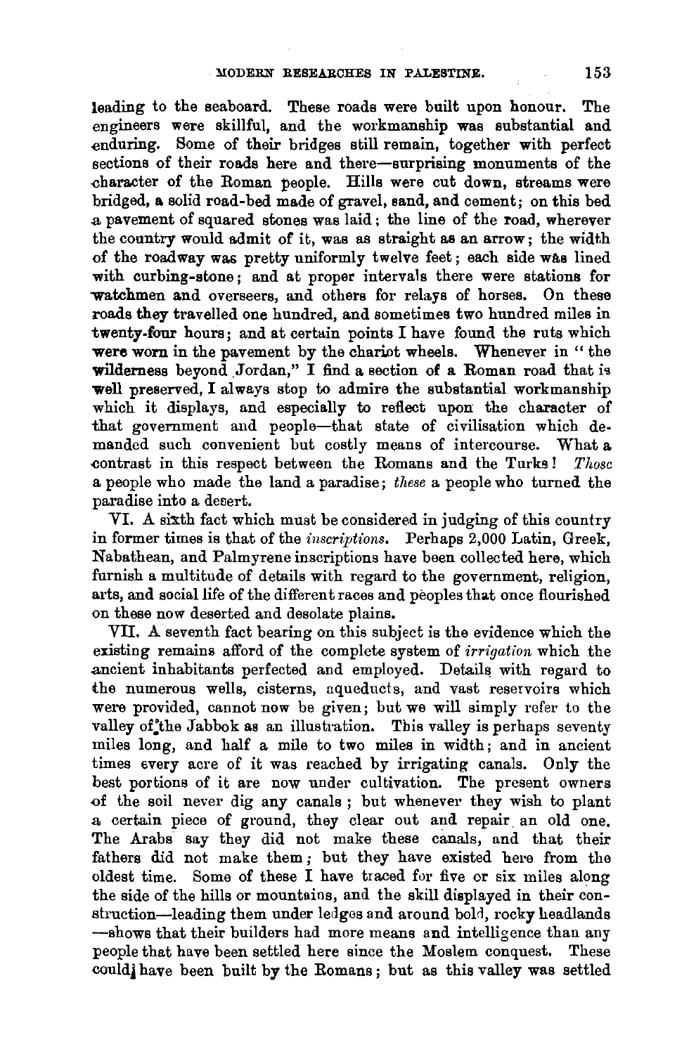leading to the seaboard. These roads were built upon honour. The engineers were skillful, and the workmanship was substantial and enduring. Some of their bridges still remain, together with perfect sections of their roads here and there—surprising monuments of the character of the Roman people. Hills were cut down, streams were bridged, a solid road-bed made of gravel, sand, and cement; on this bed a pavement of squared stones was laid; the line of the road, wherever the country would admit of it, was as straight as an arrow; the width of the roadway was pretty uniformly twelve feet; each side was lined with curbing-stone; and at proper intervals there were stations for watchmen and overseers, and others for relays of horses. On these roads they travelled one hundred, and sometimes two hundred miles in twenty-four hours; and at certain points I have found the ruts which were worn in the pavement by the chariot wheels. Whenever in "the wilderness beyond Jordan," I find a section of a Roman road that is well preserved, I always stop to admire the substantial workmanship which it displays, and especially to reflect upon the character of that government and people—that state of civilisation which demanded such convenient but costly means of intercourse. What a contrast in this respect between the Romans and the Turks! *Those* a people who made the land a paradise; *these* a people who turned the paradise into a desert.

VI. A sixth fact which must be considered in judging of this country in former times is that of the *inscriptions*. Perhaps 2,000 Latin, Greek, Nabathean, and Palmyrene inscriptions have been collected here, which furnish a multitude of details with regard to the government, religion, arts, and social life of the different races and peoples that once flourished on these now deserted and desolate plains.

VII. A seventh fact bearing on this subject is the evidence which the existing remains afford of the complete system of *irrigation* which the ancient inhabitants perfected and employed. Details with regard to the numerous wells, cisterns, aqueducts, and vast reservoirs which were provided, cannot now be given; but we will simply refer to the valley of the Jabbok as an illustration. This valley is perhaps seventy miles long, and half a mile to two miles in width; and in ancient times every acre of it was reached by irrigating canals. Only the best portions of it are now under cultivation. The present owners of the soil never dig any canals; but whenever they wish to plant a certain piece of ground, they clear out and repair an old one. The Arabs say they did not make these canals, and that their fathers did not make them; but they have existed here from the oldest time. Some of these I have traced for five or six miles along the side of the hills or mountains, and the skill displayed in their construction—leading them under ledges and around bold, rocky headlands—shows that their builders had more means and intelligence than any people that have been settled here since the Moslem conquest. These could have been built by the Romans; but as this valley was settled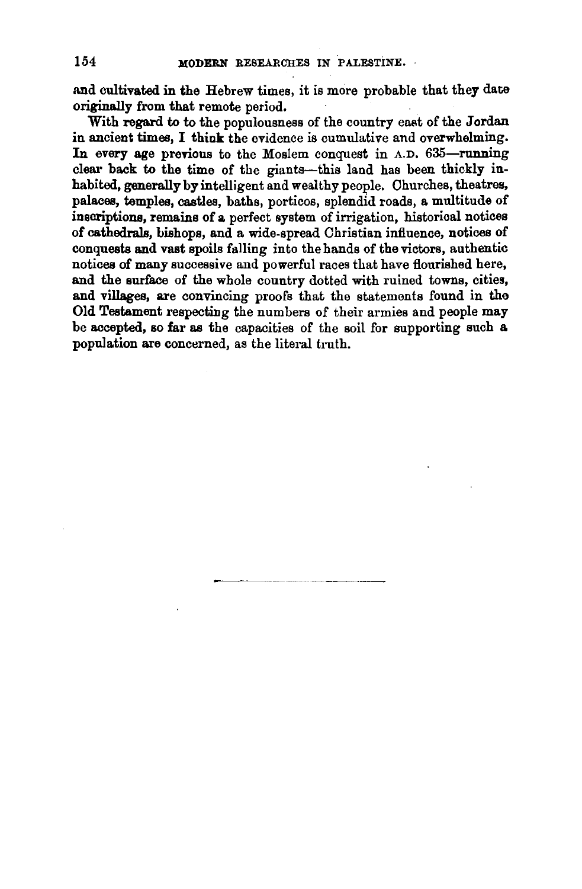and cultivated in the Hebrew times, it is more probable that they date originally from that remote period.

With regard to to the populousness of the country east of the Jordan in ancient times, I think the evidence is cumulative and overwhelming. In every age previous to the Moslem conquest in A.D. 635—running clear back to the time of the giants—this land has been thickly inhabited, generally by intelligent and wealthy people. Churches, theatres, palaces, temples, castles, baths, porticos, splendid roads, a multitude of inscriptions, remains of a perfect system of irrigation, historical notices of cathedrals, bishops, and a wide-spread Christian influence, notices of conquests and vast spoils falling into the hands of the victors, authentic notices of many successive and powerful races that have flourished here, and the surface of the whole country dotted with ruined towns, cities, and villages, are convincing proofs that the statements found in the Old Testament respecting the numbers of their armies and people may be accepted, so far as the capacities of the soil for supporting such a population are concerned, as the literal truth.

---